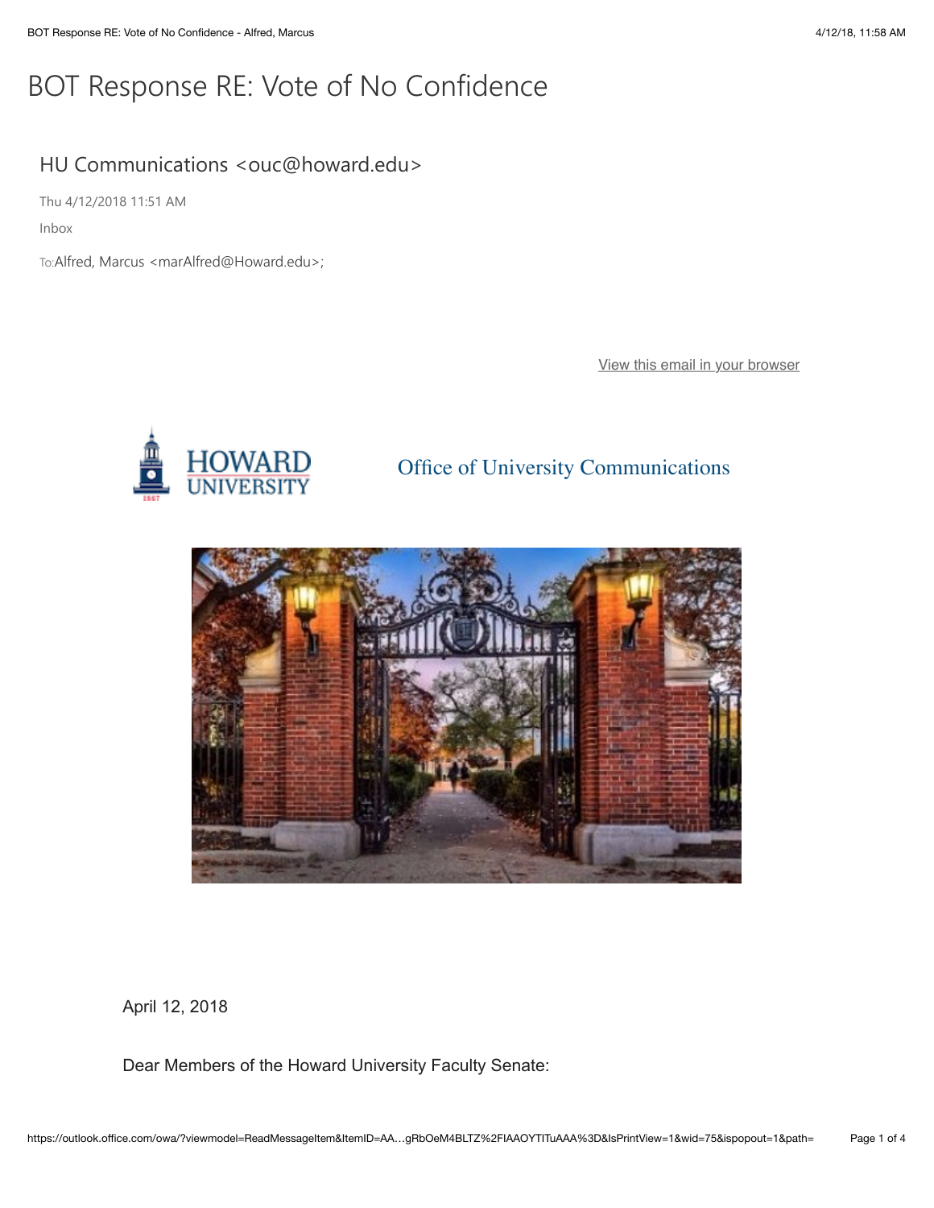# BOT Response RE: Vote of No Confidence

HU Communications <ouc@howard.edu>

Thu 4/12/2018 11:51 AM

Inbox

To: Alfred, Marcus <marAlfred@Howard.edu>;

View this email in your browser

HOWARD UNIVERSITY

Office of University Communications

April 12, 2018

Dear Members of the Howard University Faculty Senate: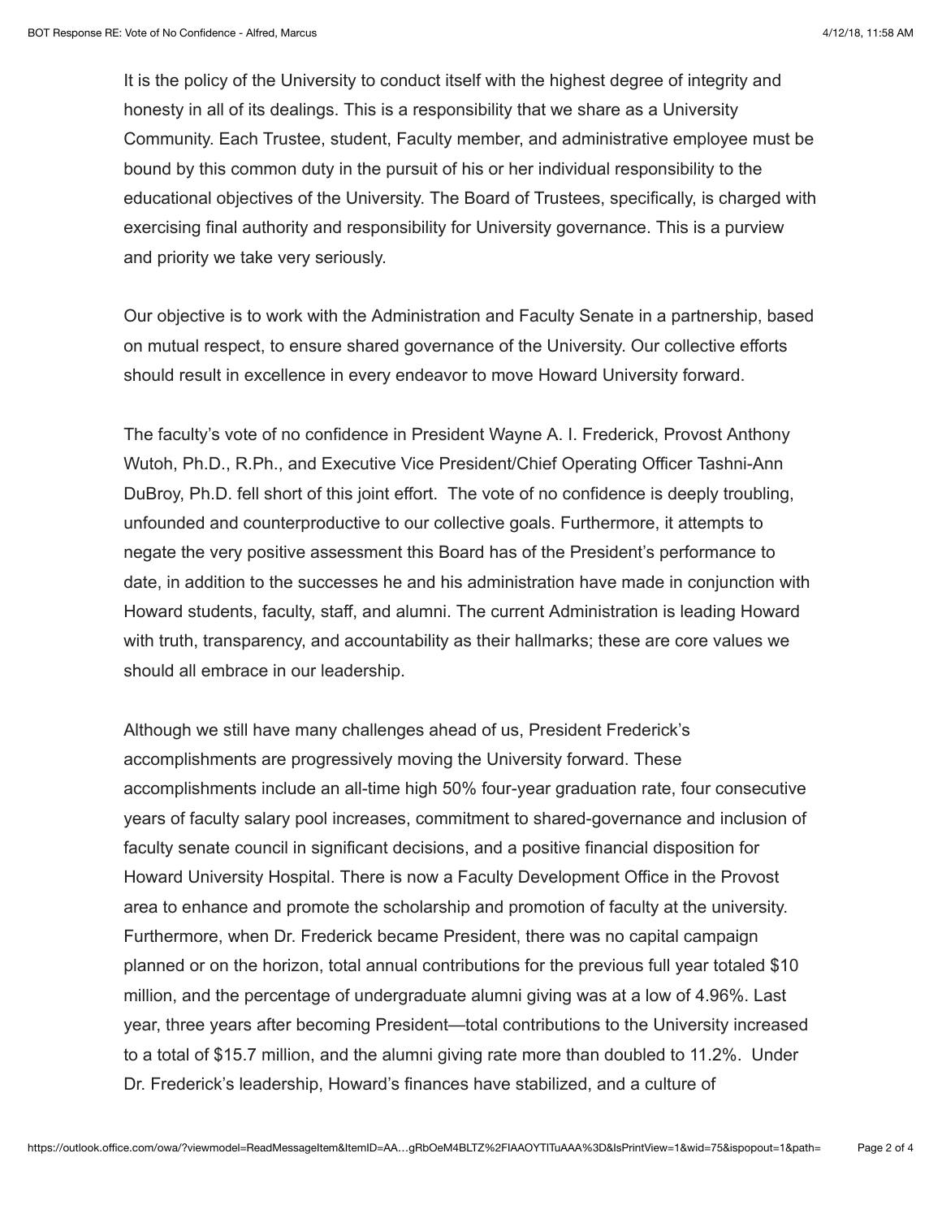It is the policy of the University to conduct itself with the highest degree of integrity and honesty in all of its dealings. This is a responsibility that we share as a University Community. Each Trustee, student, Faculty member, and administrative employee must be bound by this common duty in the pursuit of his or her individual responsibility to the educational objectives of the University. The Board of Trustees, specifically, is charged with exercising final authority and responsibility for University governance. This is a purview and priority we take very seriously.

Our objective is to work with the Administration and Faculty Senate in a partnership, based on mutual respect, to ensure shared governance of the University. Our collective efforts should result in excellence in every endeavor to move Howard University forward.

The faculty's vote of no confidence in President Wayne A. I. Frederick, Provost Anthony Wutoh, Ph.D., R.Ph., and Executive Vice President/Chief Operating Officer Tashni-Ann DuBroy, Ph.D. fell short of this joint effort. The vote of no confidence is deeply troubling, unfounded and counterproductive to our collective goals. Furthermore, it attempts to negate the very positive assessment this Board has of the President's performance to date, in addition to the successes he and his administration have made in conjunction with Howard students, faculty, staff, and alumni. The current Administration is leading Howard with truth, transparency, and accountability as their hallmarks; these are core values we should all embrace in our leadership.

Although we still have many challenges ahead of us, President Frederick's accomplishments are progressively moving the University forward. These accomplishments include an all-time high 50% four-year graduation rate, four consecutive years of faculty salary pool increases, commitment to shared-governance and inclusion of faculty senate council in significant decisions, and a positive financial disposition for Howard University Hospital. There is now a Faculty Development Office in the Provost area to enhance and promote the scholarship and promotion of faculty at the university. Furthermore, when Dr. Frederick became President, there was no capital campaign planned or on the horizon, total annual contributions for the previous full year totaled $10 million, and the percentage of undergraduate alumni giving was at a low of 4.96%. Last year, three years after becoming President—total contributions to the University increased to a total of $15.7 million, and the alumni giving rate more than doubled to 11.2%. Under Dr. Frederick's leadership, Howard's finances have stabilized, and a culture of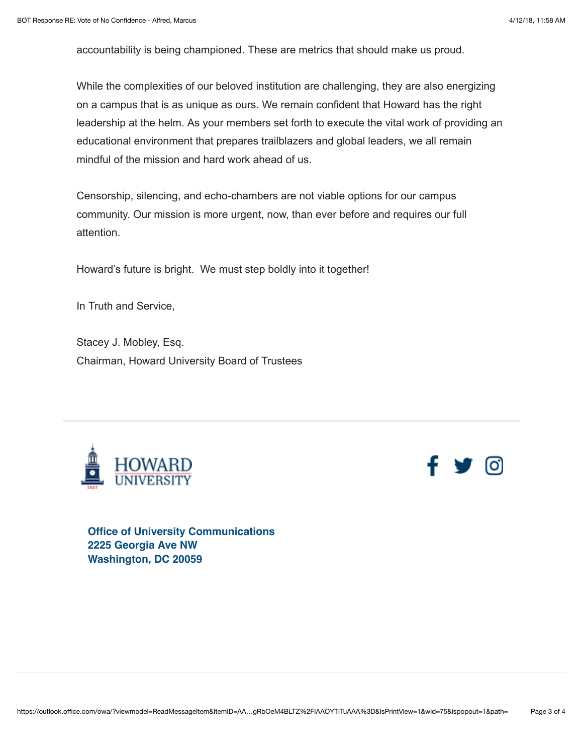accountability is being championed. These are metrics that should make us proud.

While the complexities of our beloved institution are challenging, they are also energizing on a campus that is as unique as ours. We remain confident that Howard has the right leadership at the helm. As your members set forth to execute the vital work of providing an educational environment that prepares trailblazers and global leaders, we all remain mindful of the mission and hard work ahead of us.

Censorship, silencing, and echo-chambers are not viable options for our campus community. Our mission is more urgent, now, than ever before and requires our full attention.

Howard's future is bright. We must step boldly into it together!

In Truth and Service,

Stacey J. Mobley, Esq.
Chairman, Howard University Board of Trustees

**Office of University Communications**
**2225 Georgia Ave NW**
**Washington, DC 20059**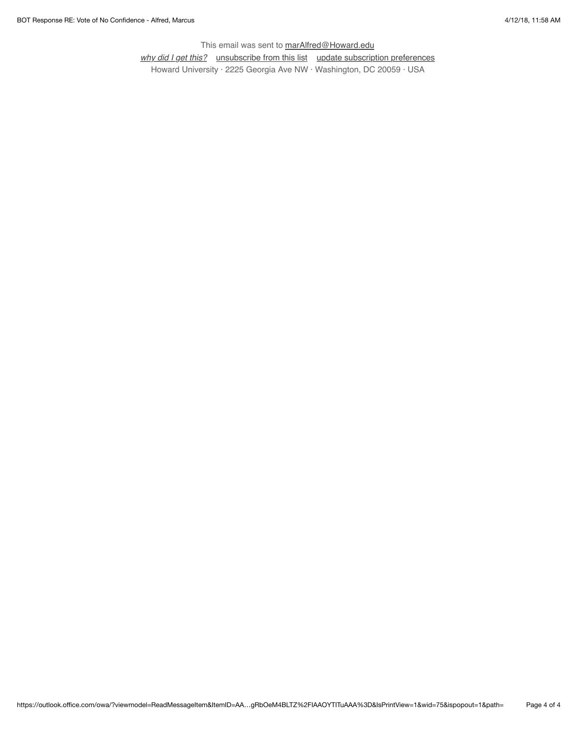This email was sent to marAlfred@Howard.edu

*why did I get this?*   unsubscribe from this list   update subscription preferences

Howard University · 2225 Georgia Ave NW · Washington, DC 20059 · USA